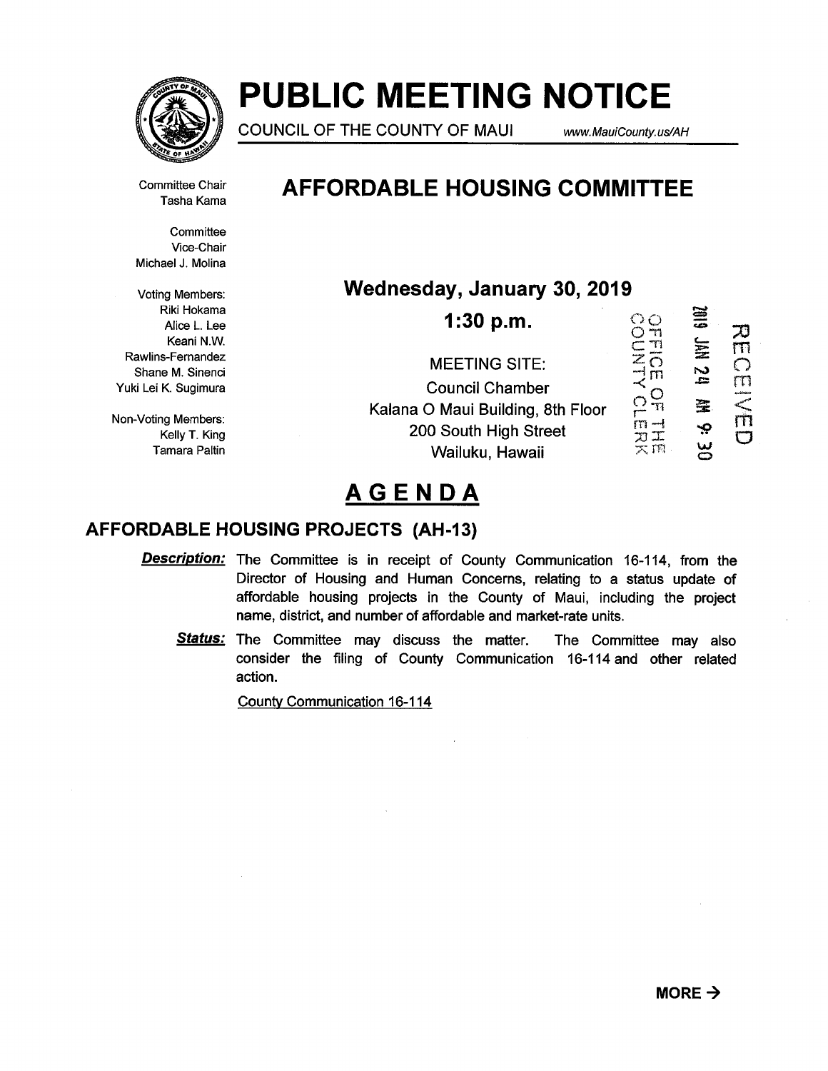# PUBLIC MEETING NOTICE

COUNCIL OF THE COUNTY OF MAUI www.MauiCounty.us/AH

Committee Chair
Tasha Kama

Committee
Vice-Chair
Michael J. Molina

Voting Members:
Riki Hokama
Alice L. Lee
Keani N.W.
Rawlins-Fernandez
Shane M. Sinenci
Yuki Lei K. Sugimura

Non-Voting Members:
Kelly T. King
Tamara Paltin

## AFFORDABLE HOUSING COMMITTEE

**Wednesday, January 30, 2019**

**1:30 p.m.**

MEETING SITE:
Council Chamber
Kalana O Maui Building, 8th Floor
200 South High Street
Wailuku, Hawaii

OFFICE OF THE COUNTY CLERK
2019 JAN 24 AM 9: 30
RECEIVED

# AGENDA

## AFFORDABLE HOUSING PROJECTS (AH-13)

***Description:*** The Committee is in receipt of County Communication 16-114, from the Director of Housing and Human Concerns, relating to a status update of affordable housing projects in the County of Maui, including the project name, district, and number of affordable and market-rate units.

***Status:*** The Committee may discuss the matter. The Committee may also consider the filing of County Communication 16-114 and other related action.

County Communication 16-114

**MORE →**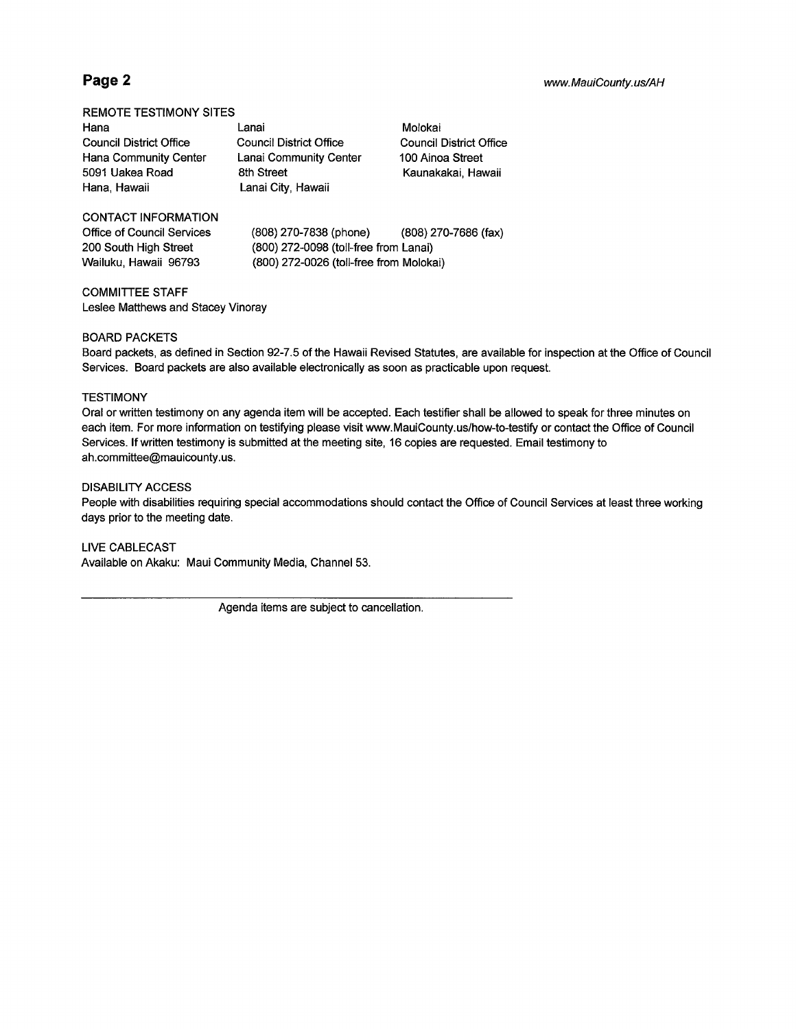REMOTE TESTIMONY SITES

| Hana | Lanai | Molokai |
| --- | --- | --- |
| Council District Office | Council District Office | Council District Office |
| Hana Community Center | Lanai Community Center | 100 Ainoa Street |
| 5091 Uakea Road | 8th Street | Kaunakakai, Hawaii |
| Hana, Hawaii | Lanai City, Hawaii | |

CONTACT INFORMATION

| | | |
| --- | --- | --- |
| Office of Council Services | (808) 270-7838 (phone) | (808) 270-7686 (fax) |
| 200 South High Street | (800) 272-0098 (toll-free from Lanai) | |
| Wailuku, Hawaii 96793 | (800) 272-0026 (toll-free from Molokai) | |

COMMITTEE STAFF

Leslee Matthews and Stacey Vinoray

BOARD PACKETS

Board packets, as defined in Section 92-7.5 of the Hawaii Revised Statutes, are available for inspection at the Office of Council Services. Board packets are also available electronically as soon as practicable upon request.

TESTIMONY

Oral or written testimony on any agenda item will be accepted. Each testifier shall be allowed to speak for three minutes on each item. For more information on testifying please visit www.MauiCounty.us/how-to-testify or contact the Office of Council Services. If written testimony is submitted at the meeting site, 16 copies are requested. Email testimony to ah.committee@mauicounty.us.

DISABILITY ACCESS

People with disabilities requiring special accommodations should contact the Office of Council Services at least three working days prior to the meeting date.

LIVE CABLECAST

Available on Akaku: Maui Community Media, Channel 53.

---

Agenda items are subject to cancellation.